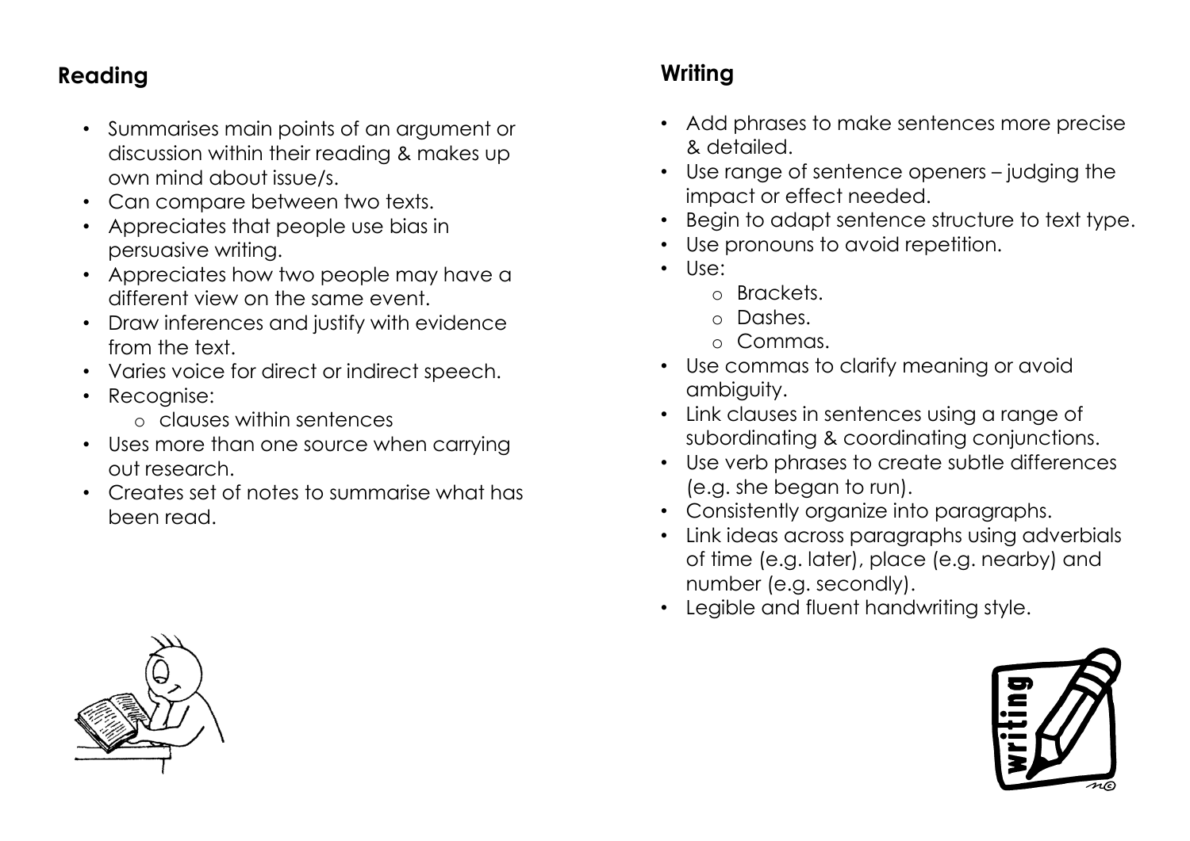## Reading

- Summarises main points of an argument or discussion within their reading & makes up own mind about issue/s.
- Can compare between two texts.
- Appreciates that people use bias in persuasive writing.
- Appreciates how two people may have a different view on the same event.
- Draw inferences and justify with evidence from the text.
- Varies voice for direct or indirect speech.
- Recognise:
  - clauses within sentences
- Uses more than one source when carrying out research.
- Creates set of notes to summarise what has been read.

## Writing

- Add phrases to make sentences more precise & detailed.
- Use range of sentence openers – judging the impact or effect needed.
- Begin to adapt sentence structure to text type.
- Use pronouns to avoid repetition.
- Use:
  - Brackets.
  - Dashes.
  - Commas.
- Use commas to clarify meaning or avoid ambiguity.
- Link clauses in sentences using a range of subordinating & coordinating conjunctions.
- Use verb phrases to create subtle differences (e.g. she began to run).
- Consistently organize into paragraphs.
- Link ideas across paragraphs using adverbials of time (e.g. later), place (e.g. nearby) and number (e.g. secondly).
- Legible and fluent handwriting style.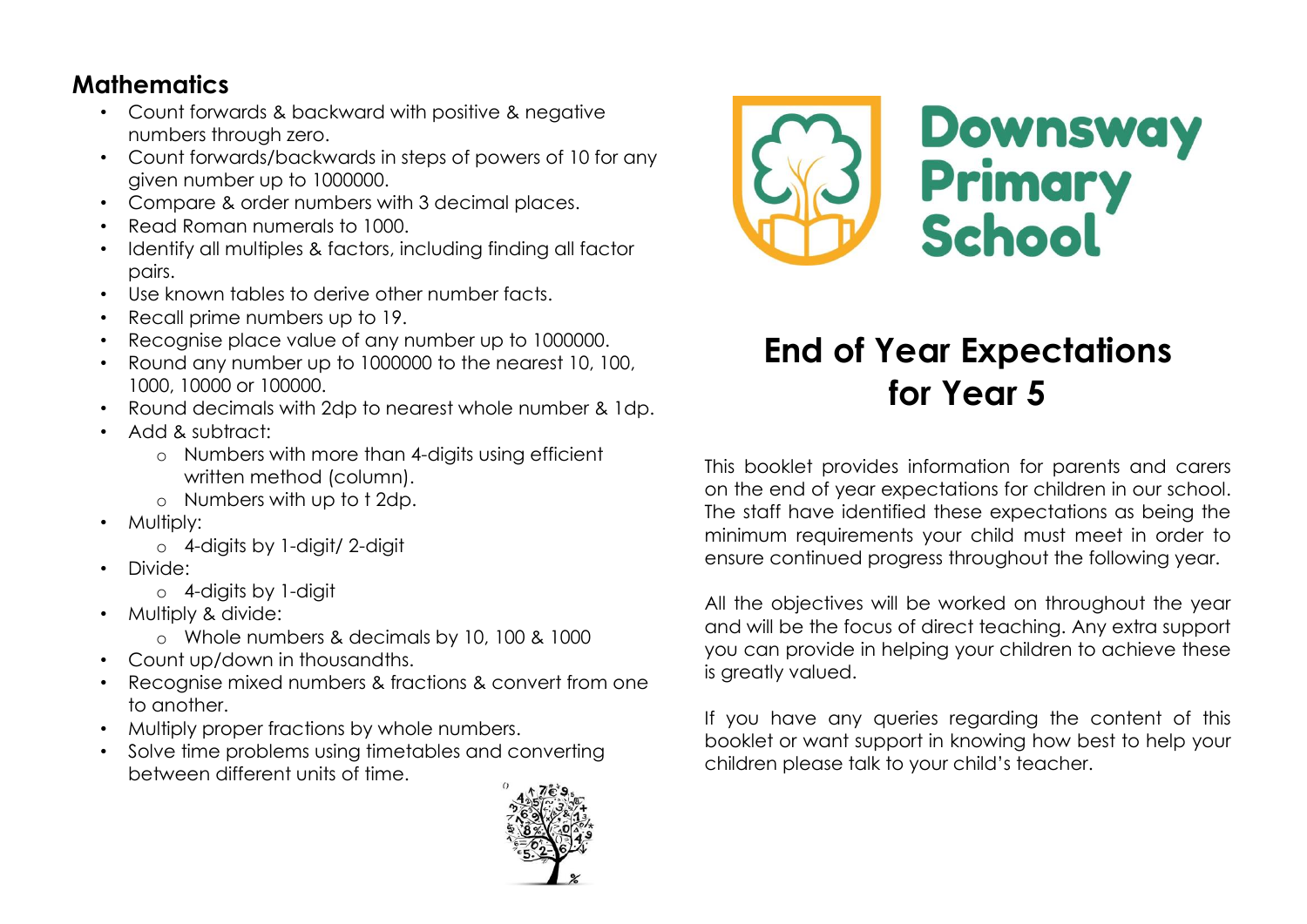## Mathematics

- Count forwards & backward with positive & negative numbers through zero.
- Count forwards/backwards in steps of powers of 10 for any given number up to 1000000.
- Compare & order numbers with 3 decimal places.
- Read Roman numerals to 1000.
- Identify all multiples & factors, including finding all factor pairs.
- Use known tables to derive other number facts.
- Recall prime numbers up to 19.
- Recognise place value of any number up to 1000000.
- Round any number up to 1000000 to the nearest 10, 100, 1000, 10000 or 100000.
- Round decimals with 2dp to nearest whole number & 1dp.
- Add & subtract:
  - Numbers with more than 4-digits using efficient written method (column).
  - Numbers with up to t 2dp.
- Multiply:
  - 4-digits by 1-digit/ 2-digit
- Divide:
  - 4-digits by 1-digit
- Multiply & divide:
  - Whole numbers & decimals by 10, 100 & 1000
- Count up/down in thousandths.
- Recognise mixed numbers & fractions & convert from one to another.
- Multiply proper fractions by whole numbers.
- Solve time problems using timetables and converting between different units of time.

# Downsway Primary School

# End of Year Expectations for Year 5

This booklet provides information for parents and carers on the end of year expectations for children in our school. The staff have identified these expectations as being the minimum requirements your child must meet in order to ensure continued progress throughout the following year.

All the objectives will be worked on throughout the year and will be the focus of direct teaching. Any extra support you can provide in helping your children to achieve these is greatly valued.

If you have any queries regarding the content of this booklet or want support in knowing how best to help your children please talk to your child's teacher.